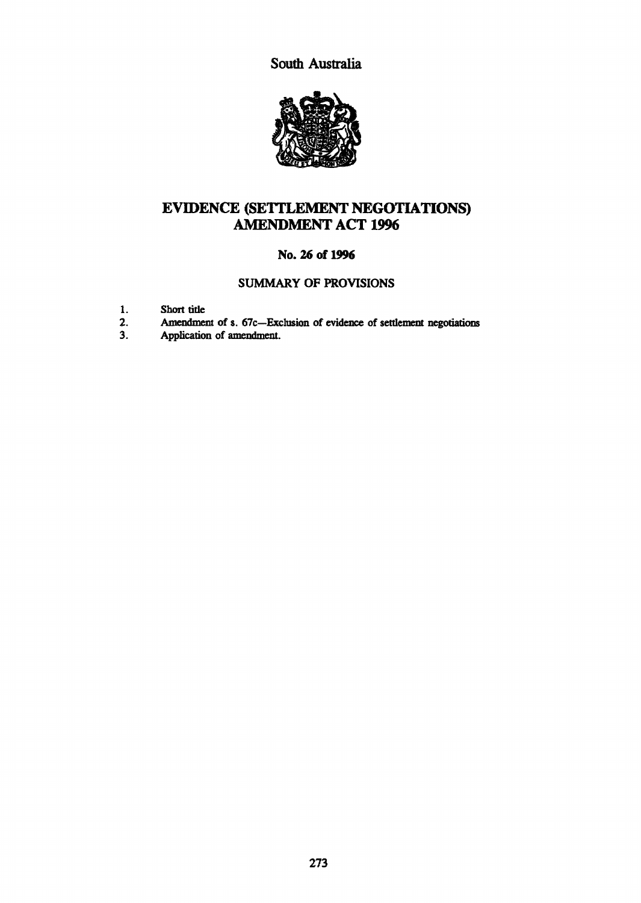South Australia

# EVIDENCE (SETTLEMENT NEGOTIATIONS) AMENDMENT ACT 1996

## No. 26 of 1996

### SUMMARY OF PROVISIONS

1. Short title
2. Amendment of s. 67c—Exclusion of evidence of settlement negotiations
3. Application of amendment.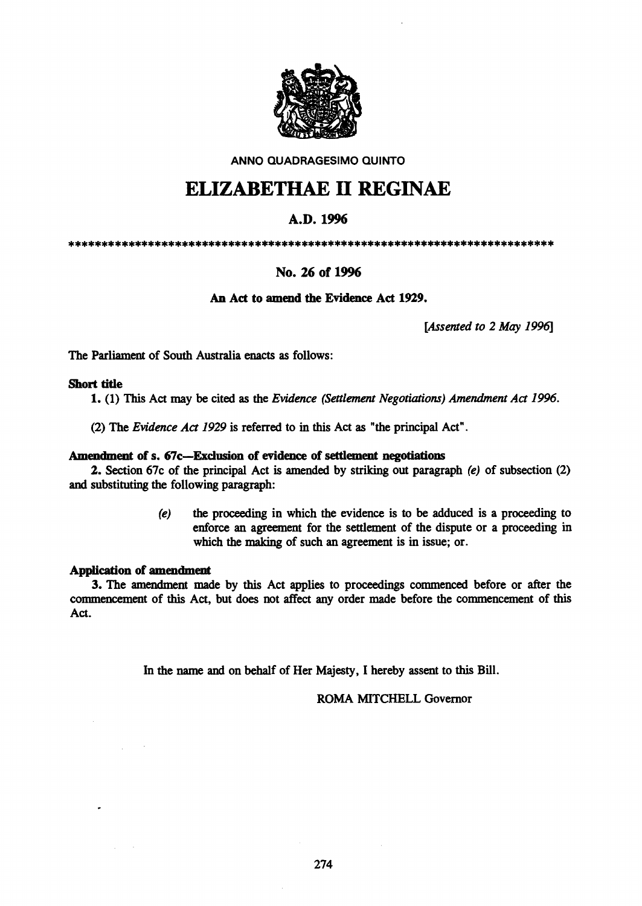ANNO QUADRAGESIMO QUINTO

# ELIZABETHAE II REGINAE

## A.D. 1996

****************************************************************************

### No. 26 of 1996

**An Act to amend the Evidence Act 1929.**

*[Assented to 2 May 1996]*

The Parliament of South Australia enacts as follows:

**Short title**

**1.** (1) This Act may be cited as the *Evidence (Settlement Negotiations) Amendment Act 1996.*

(2) The *Evidence Act 1929* is referred to in this Act as "the principal Act".

**Amendment of s. 67c—Exclusion of evidence of settlement negotiations**

**2.** Section 67c of the principal Act is amended by striking out paragraph *(e)* of subsection (2) and substituting the following paragraph:

> *(e)* the proceeding in which the evidence is to be adduced is a proceeding to enforce an agreement for the settlement of the dispute or a proceeding in which the making of such an agreement is in issue; or.

**Application of amendment**

**3.** The amendment made by this Act applies to proceedings commenced before or after the commencement of this Act, but does not affect any order made before the commencement of this Act.

In the name and on behalf of Her Majesty, I hereby assent to this Bill.

ROMA MITCHELL Governor